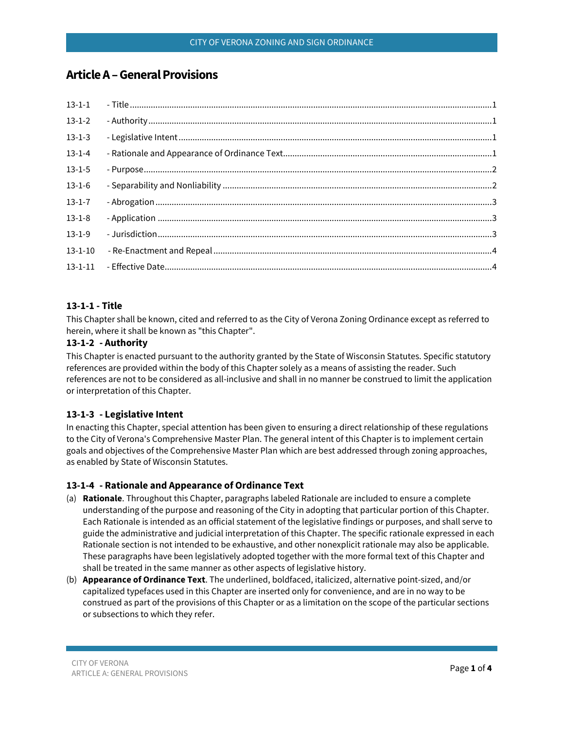# Article A – General Provisions

| | | |
|---|---|---|
| 13-1-1 | - Title | 1 |
| 13-1-2 | - Authority | 1 |
| 13-1-3 | - Legislative Intent | 1 |
| 13-1-4 | - Rationale and Appearance of Ordinance Text | 1 |
| 13-1-5 | - Purpose | 2 |
| 13-1-6 | - Separability and Nonliability | 2 |
| 13-1-7 | - Abrogation | 3 |
| 13-1-8 | - Application | 3 |
| 13-1-9 | - Jurisdiction | 3 |
| 13-1-10 | - Re-Enactment and Repeal | 4 |
| 13-1-11 | - Effective Date | 4 |

### 13-1-1 - Title

This Chapter shall be known, cited and referred to as the City of Verona Zoning Ordinance except as referred to herein, where it shall be known as "this Chapter".

### 13-1-2 - Authority

This Chapter is enacted pursuant to the authority granted by the State of Wisconsin Statutes. Specific statutory references are provided within the body of this Chapter solely as a means of assisting the reader. Such references are not to be considered as all-inclusive and shall in no manner be construed to limit the application or interpretation of this Chapter.

### 13-1-3 - Legislative Intent

In enacting this Chapter, special attention has been given to ensuring a direct relationship of these regulations to the City of Verona's Comprehensive Master Plan. The general intent of this Chapter is to implement certain goals and objectives of the Comprehensive Master Plan which are best addressed through zoning approaches, as enabled by State of Wisconsin Statutes.

### 13-1-4 - Rationale and Appearance of Ordinance Text

(a) **Rationale**. Throughout this Chapter, paragraphs labeled Rationale are included to ensure a complete understanding of the purpose and reasoning of the City in adopting that particular portion of this Chapter. Each Rationale is intended as an official statement of the legislative findings or purposes, and shall serve to guide the administrative and judicial interpretation of this Chapter. The specific rationale expressed in each Rationale section is not intended to be exhaustive, and other nonexplicit rationale may also be applicable. These paragraphs have been legislatively adopted together with the more formal text of this Chapter and shall be treated in the same manner as other aspects of legislative history.

(b) **Appearance of Ordinance Text**. The underlined, boldfaced, italicized, alternative point-sized, and/or capitalized typefaces used in this Chapter are inserted only for convenience, and are in no way to be construed as part of the provisions of this Chapter or as a limitation on the scope of the particular sections or subsections to which they refer.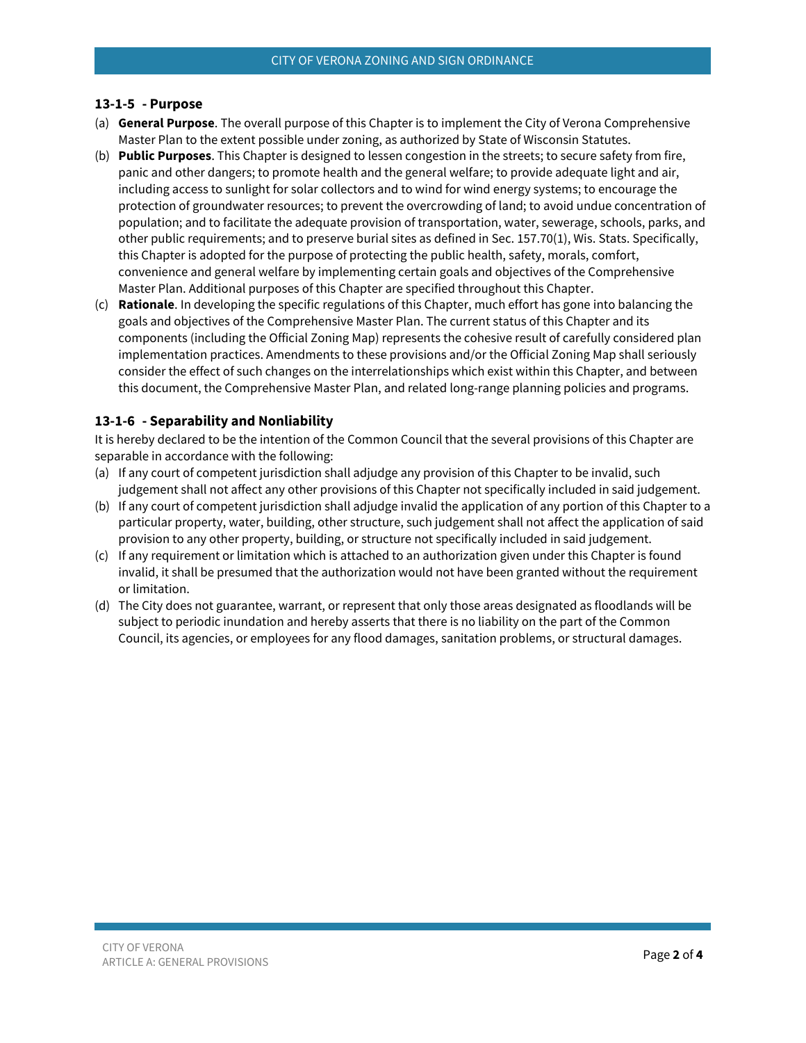### 13-1-5 - Purpose

(a) **General Purpose**. The overall purpose of this Chapter is to implement the City of Verona Comprehensive Master Plan to the extent possible under zoning, as authorized by State of Wisconsin Statutes.

(b) **Public Purposes**. This Chapter is designed to lessen congestion in the streets; to secure safety from fire, panic and other dangers; to promote health and the general welfare; to provide adequate light and air, including access to sunlight for solar collectors and to wind for wind energy systems; to encourage the protection of groundwater resources; to prevent the overcrowding of land; to avoid undue concentration of population; and to facilitate the adequate provision of transportation, water, sewerage, schools, parks, and other public requirements; and to preserve burial sites as defined in Sec. 157.70(1), Wis. Stats. Specifically, this Chapter is adopted for the purpose of protecting the public health, safety, morals, comfort, convenience and general welfare by implementing certain goals and objectives of the Comprehensive Master Plan. Additional purposes of this Chapter are specified throughout this Chapter.

(c) **Rationale**. In developing the specific regulations of this Chapter, much effort has gone into balancing the goals and objectives of the Comprehensive Master Plan. The current status of this Chapter and its components (including the Official Zoning Map) represents the cohesive result of carefully considered plan implementation practices. Amendments to these provisions and/or the Official Zoning Map shall seriously consider the effect of such changes on the interrelationships which exist within this Chapter, and between this document, the Comprehensive Master Plan, and related long-range planning policies and programs.

### 13-1-6 - Separability and Nonliability

It is hereby declared to be the intention of the Common Council that the several provisions of this Chapter are separable in accordance with the following:

(a) If any court of competent jurisdiction shall adjudge any provision of this Chapter to be invalid, such judgement shall not affect any other provisions of this Chapter not specifically included in said judgement.

(b) If any court of competent jurisdiction shall adjudge invalid the application of any portion of this Chapter to a particular property, water, building, other structure, such judgement shall not affect the application of said provision to any other property, building, or structure not specifically included in said judgement.

(c) If any requirement or limitation which is attached to an authorization given under this Chapter is found invalid, it shall be presumed that the authorization would not have been granted without the requirement or limitation.

(d) The City does not guarantee, warrant, or represent that only those areas designated as floodlands will be subject to periodic inundation and hereby asserts that there is no liability on the part of the Common Council, its agencies, or employees for any flood damages, sanitation problems, or structural damages.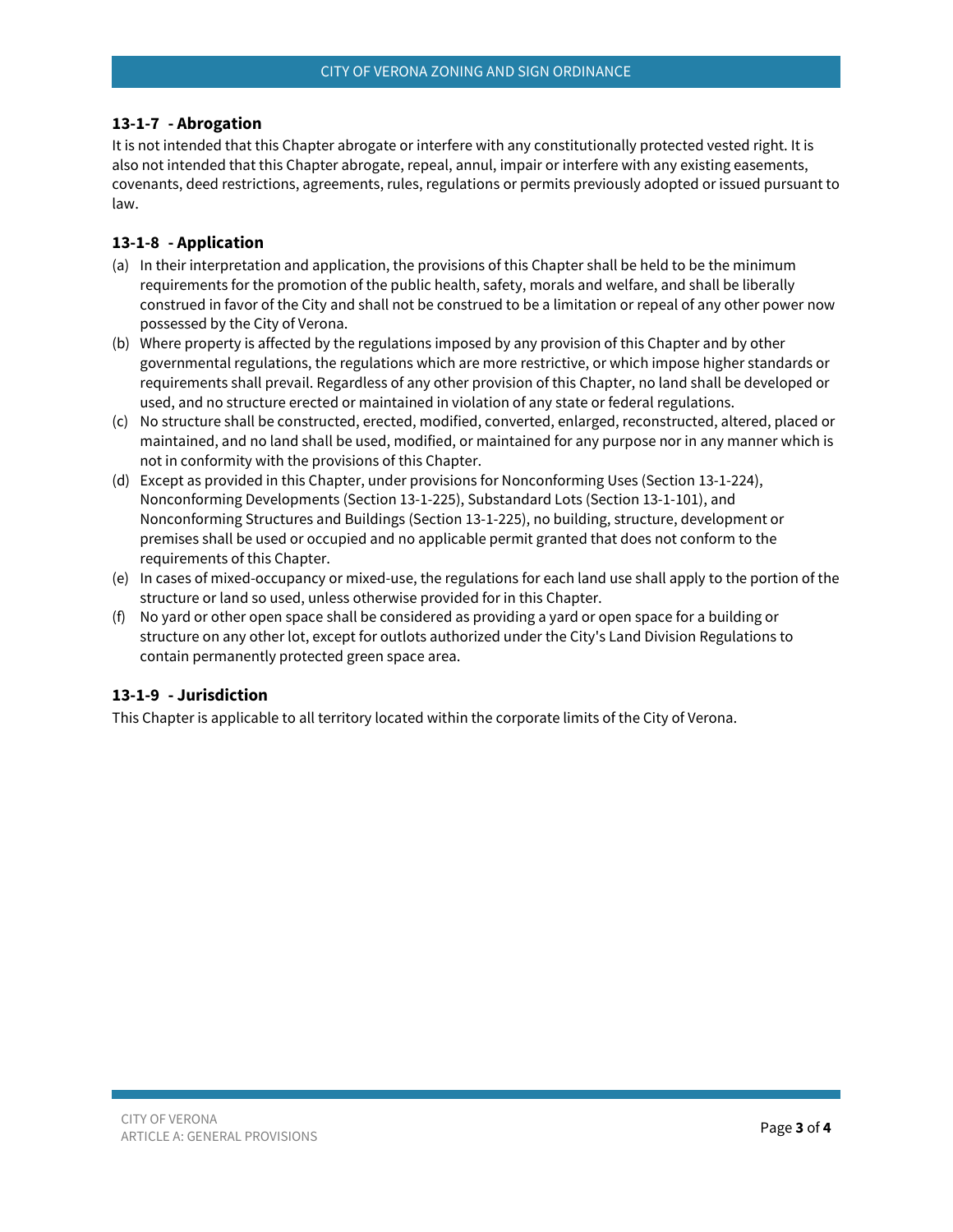### 13-1-7 - Abrogation

It is not intended that this Chapter abrogate or interfere with any constitutionally protected vested right. It is also not intended that this Chapter abrogate, repeal, annul, impair or interfere with any existing easements, covenants, deed restrictions, agreements, rules, regulations or permits previously adopted or issued pursuant to law.

### 13-1-8 - Application

(a) In their interpretation and application, the provisions of this Chapter shall be held to be the minimum requirements for the promotion of the public health, safety, morals and welfare, and shall be liberally construed in favor of the City and shall not be construed to be a limitation or repeal of any other power now possessed by the City of Verona.

(b) Where property is affected by the regulations imposed by any provision of this Chapter and by other governmental regulations, the regulations which are more restrictive, or which impose higher standards or requirements shall prevail. Regardless of any other provision of this Chapter, no land shall be developed or used, and no structure erected or maintained in violation of any state or federal regulations.

(c) No structure shall be constructed, erected, modified, converted, enlarged, reconstructed, altered, placed or maintained, and no land shall be used, modified, or maintained for any purpose nor in any manner which is not in conformity with the provisions of this Chapter.

(d) Except as provided in this Chapter, under provisions for Nonconforming Uses (Section 13-1-224), Nonconforming Developments (Section 13-1-225), Substandard Lots (Section 13-1-101), and Nonconforming Structures and Buildings (Section 13-1-225), no building, structure, development or premises shall be used or occupied and no applicable permit granted that does not conform to the requirements of this Chapter.

(e) In cases of mixed-occupancy or mixed-use, the regulations for each land use shall apply to the portion of the structure or land so used, unless otherwise provided for in this Chapter.

(f) No yard or other open space shall be considered as providing a yard or open space for a building or structure on any other lot, except for outlots authorized under the City's Land Division Regulations to contain permanently protected green space area.

### 13-1-9 - Jurisdiction

This Chapter is applicable to all territory located within the corporate limits of the City of Verona.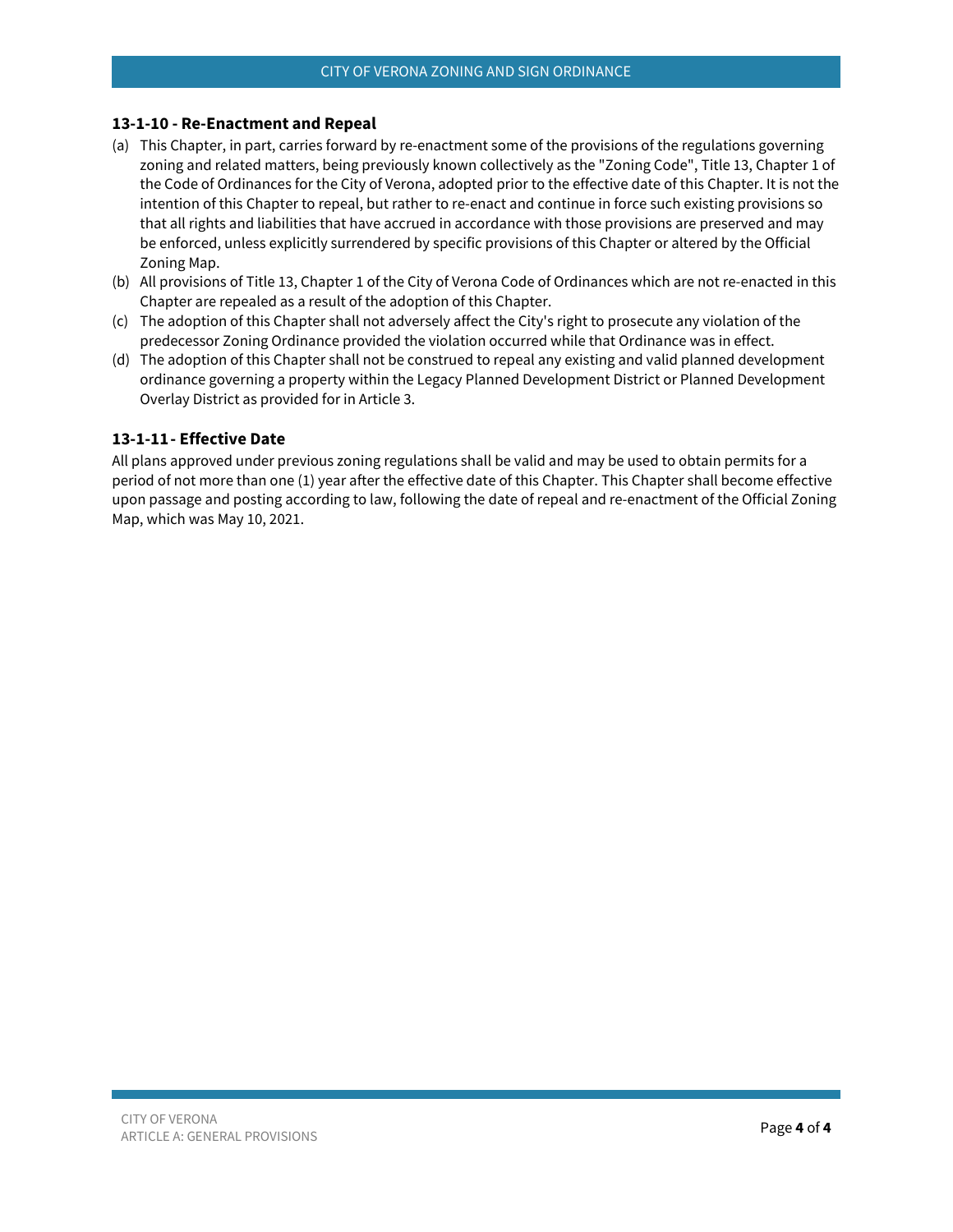### 13-1-10 - Re-Enactment and Repeal

(a) This Chapter, in part, carries forward by re-enactment some of the provisions of the regulations governing zoning and related matters, being previously known collectively as the "Zoning Code", Title 13, Chapter 1 of the Code of Ordinances for the City of Verona, adopted prior to the effective date of this Chapter. It is not the intention of this Chapter to repeal, but rather to re-enact and continue in force such existing provisions so that all rights and liabilities that have accrued in accordance with those provisions are preserved and may be enforced, unless explicitly surrendered by specific provisions of this Chapter or altered by the Official Zoning Map.

(b) All provisions of Title 13, Chapter 1 of the City of Verona Code of Ordinances which are not re-enacted in this Chapter are repealed as a result of the adoption of this Chapter.

(c) The adoption of this Chapter shall not adversely affect the City's right to prosecute any violation of the predecessor Zoning Ordinance provided the violation occurred while that Ordinance was in effect.

(d) The adoption of this Chapter shall not be construed to repeal any existing and valid planned development ordinance governing a property within the Legacy Planned Development District or Planned Development Overlay District as provided for in Article 3.

### 13-1-11 - Effective Date

All plans approved under previous zoning regulations shall be valid and may be used to obtain permits for a period of not more than one (1) year after the effective date of this Chapter. This Chapter shall become effective upon passage and posting according to law, following the date of repeal and re-enactment of the Official Zoning Map, which was May 10, 2021.